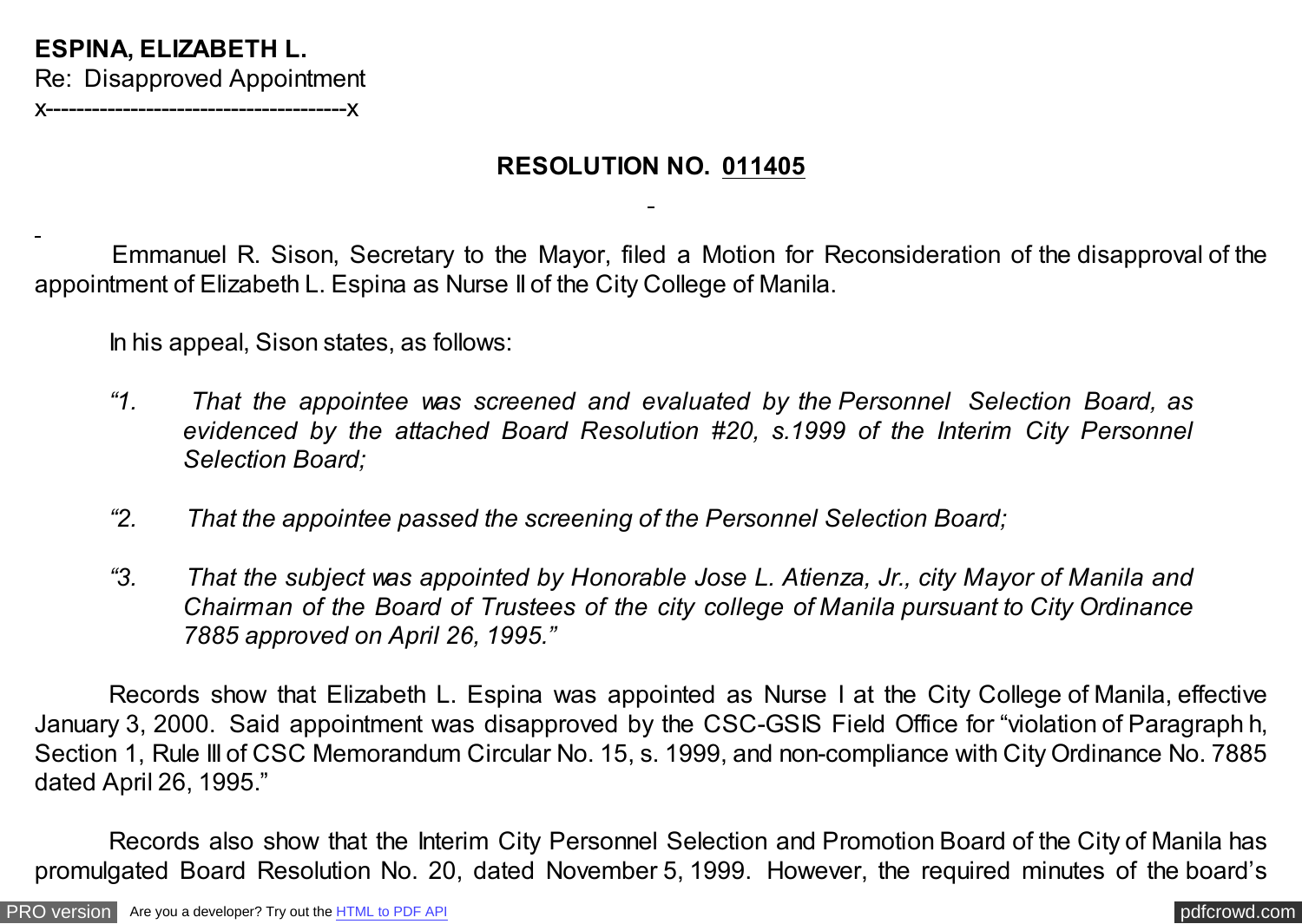**ESPINA, ELIZABETH L.**
Re: Disapproved Appointment
x--------------------------------------x

**RESOLUTION NO. 011405**

Emmanuel R. Sison, Secretary to the Mayor, filed a Motion for Reconsideration of the disapproval of the appointment of Elizabeth L. Espina as Nurse II of the City College of Manila.

In his appeal, Sison states, as follows:

> *"1. That the appointee was screened and evaluated by the Personnel Selection Board, as evidenced by the attached Board Resolution #20, s.1999 of the Interim City Personnel Selection Board;*
>
> *"2. That the appointee passed the screening of the Personnel Selection Board;*
>
> *"3. That the subject was appointed by Honorable Jose L. Atienza, Jr., city Mayor of Manila and Chairman of the Board of Trustees of the city college of Manila pursuant to City Ordinance 7885 approved on April 26, 1995."*

Records show that Elizabeth L. Espina was appointed as Nurse I at the City College of Manila, effective January 3, 2000. Said appointment was disapproved by the CSC-GSIS Field Office for "violation of Paragraph h, Section 1, Rule III of CSC Memorandum Circular No. 15, s. 1999, and non-compliance with City Ordinance No. 7885 dated April 26, 1995."

Records also show that the Interim City Personnel Selection and Promotion Board of the City of Manila has promulgated Board Resolution No. 20, dated November 5, 1999. However, the required minutes of the board's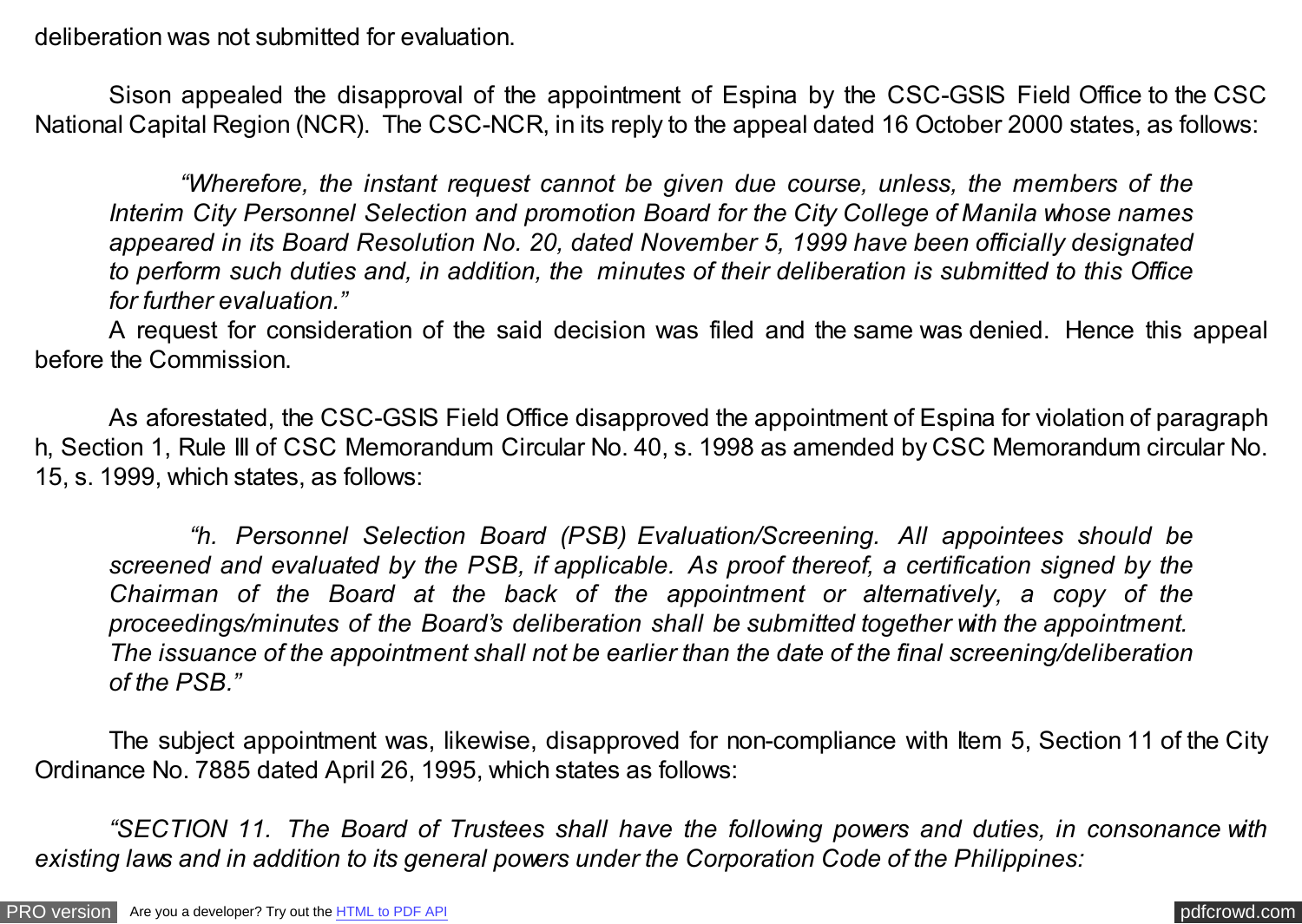deliberation was not submitted for evaluation.

Sison appealed the disapproval of the appointment of Espina by the CSC-GSIS Field Office to the CSC National Capital Region (NCR). The CSC-NCR, in its reply to the appeal dated 16 October 2000 states, as follows:

> *"Wherefore, the instant request cannot be given due course, unless, the members of the Interim City Personnel Selection and promotion Board for the City College of Manila whose names appeared in its Board Resolution No. 20, dated November 5, 1999 have been officially designated to perform such duties and, in addition, the minutes of their deliberation is submitted to this Office for further evaluation."*

A request for consideration of the said decision was filed and the same was denied. Hence this appeal before the Commission.

As aforestated, the CSC-GSIS Field Office disapproved the appointment of Espina for violation of paragraph h, Section 1, Rule III of CSC Memorandum Circular No. 40, s. 1998 as amended by CSC Memorandum circular No. 15, s. 1999, which states, as follows:

> *"h. Personnel Selection Board (PSB) Evaluation/Screening. All appointees should be screened and evaluated by the PSB, if applicable. As proof thereof, a certification signed by the Chairman of the Board at the back of the appointment or alternatively, a copy of the proceedings/minutes of the Board's deliberation shall be submitted together with the appointment. The issuance of the appointment shall not be earlier than the date of the final screening/deliberation of the PSB."*

The subject appointment was, likewise, disapproved for non-compliance with Item 5, Section 11 of the City Ordinance No. 7885 dated April 26, 1995, which states as follows:

*"SECTION 11. The Board of Trustees shall have the following powers and duties, in consonance with existing laws and in addition to its general powers under the Corporation Code of the Philippines:*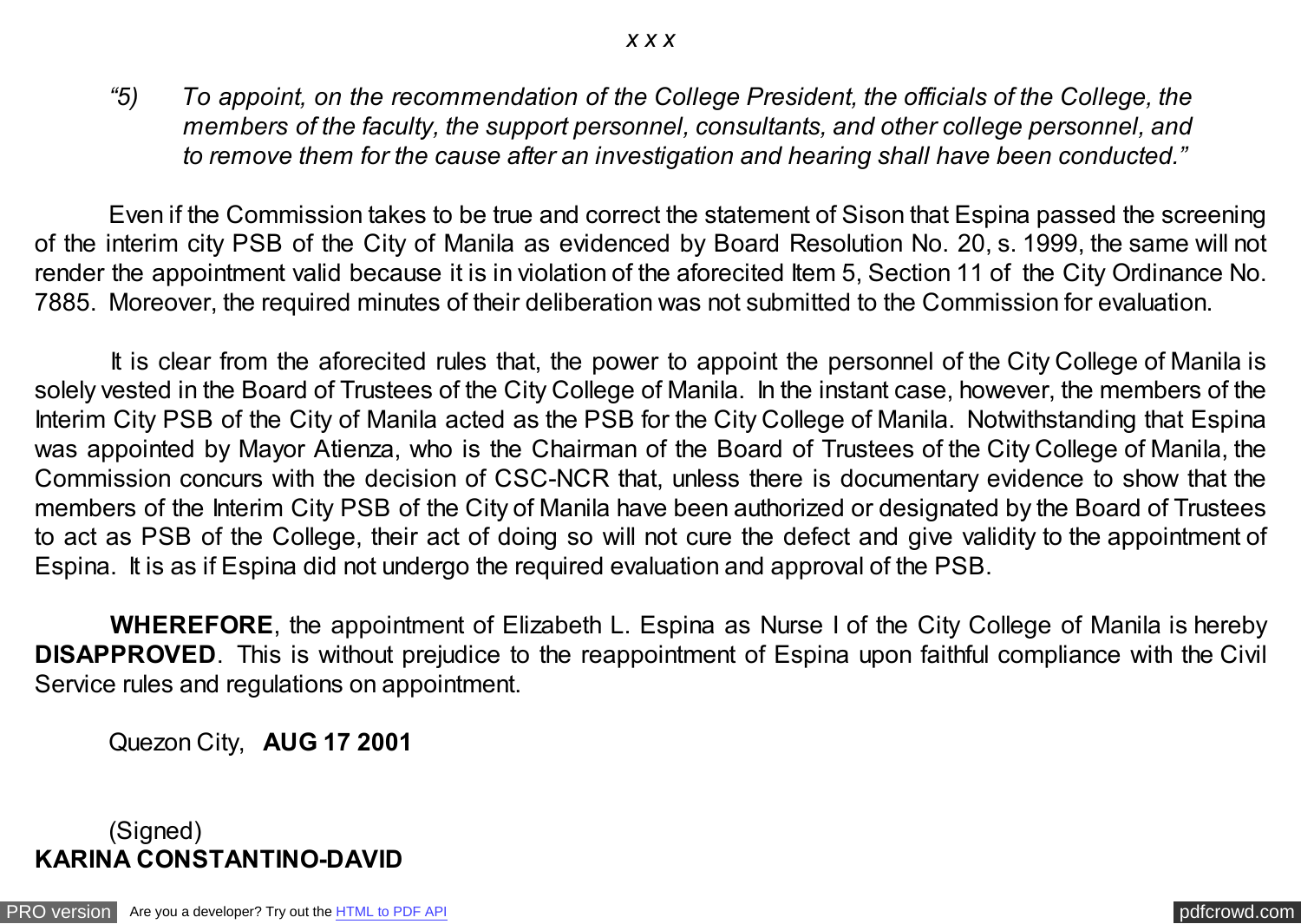*x x x*

*"5) To appoint, on the recommendation of the College President, the officials of the College, the members of the faculty, the support personnel, consultants, and other college personnel, and to remove them for the cause after an investigation and hearing shall have been conducted."*

Even if the Commission takes to be true and correct the statement of Sison that Espina passed the screening of the interim city PSB of the City of Manila as evidenced by Board Resolution No. 20, s. 1999, the same will not render the appointment valid because it is in violation of the aforecited Item 5, Section 11 of the City Ordinance No. 7885. Moreover, the required minutes of their deliberation was not submitted to the Commission for evaluation.

It is clear from the aforecited rules that, the power to appoint the personnel of the City College of Manila is solely vested in the Board of Trustees of the City College of Manila. In the instant case, however, the members of the Interim City PSB of the City of Manila acted as the PSB for the City College of Manila. Notwithstanding that Espina was appointed by Mayor Atienza, who is the Chairman of the Board of Trustees of the City College of Manila, the Commission concurs with the decision of CSC-NCR that, unless there is documentary evidence to show that the members of the Interim City PSB of the City of Manila have been authorized or designated by the Board of Trustees to act as PSB of the College, their act of doing so will not cure the defect and give validity to the appointment of Espina. It is as if Espina did not undergo the required evaluation and approval of the PSB.

**WHEREFORE**, the appointment of Elizabeth L. Espina as Nurse I of the City College of Manila is hereby **DISAPPROVED**. This is without prejudice to the reappointment of Espina upon faithful compliance with the Civil Service rules and regulations on appointment.

Quezon City, **AUG 17 2001**

(Signed)
**KARINA CONSTANTINO-DAVID**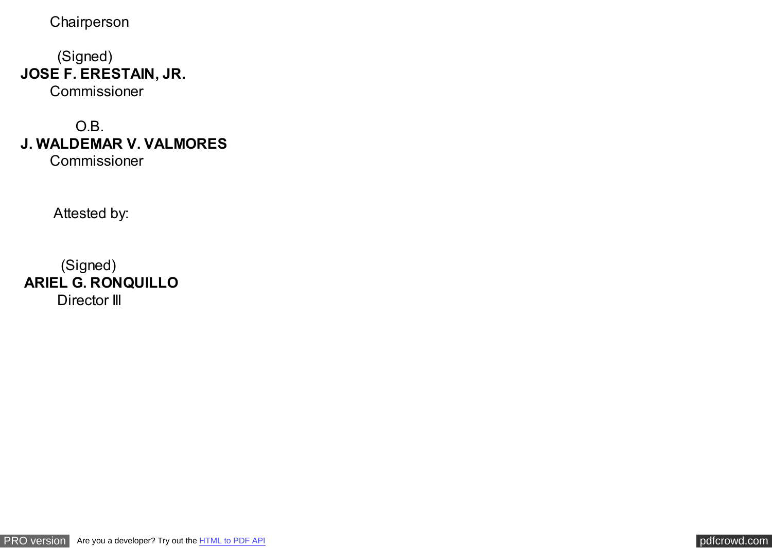Chairperson

(Signed)
**JOSE F. ERESTAIN, JR.**
Commissioner

O.B.
**J. WALDEMAR V. VALMORES**
Commissioner

Attested by:

(Signed)
**ARIEL G. RONQUILLO**
Director III